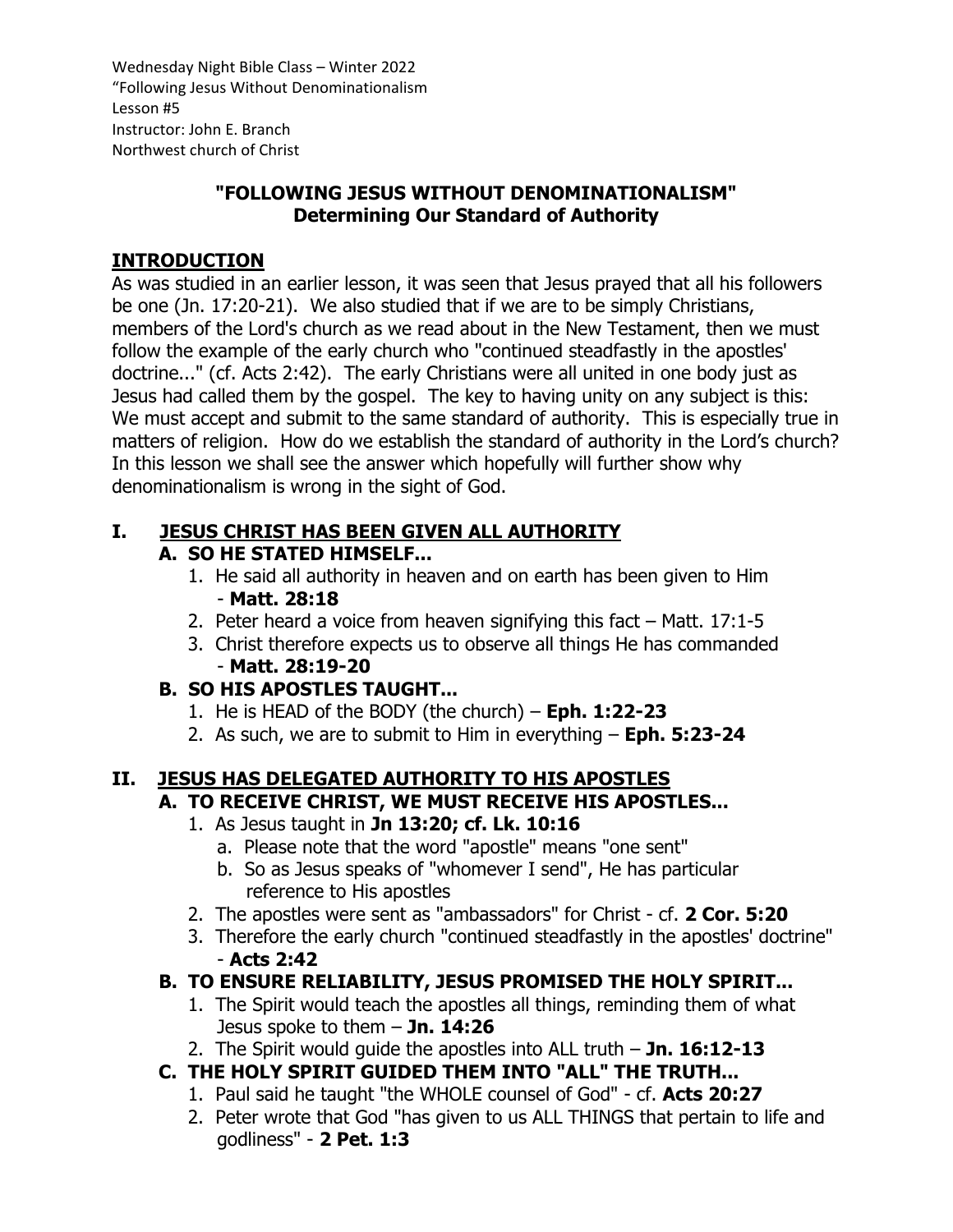Wednesday Night Bible Class – Winter 2022
"Following Jesus Without Denominationalism
Lesson #5
Instructor: John E. Branch
Northwest church of Christ

# "FOLLOWING JESUS WITHOUT DENOMINATIONALISM"
## Determining Our Standard of Authority

## INTRODUCTION

As was studied in an earlier lesson, it was seen that Jesus prayed that all his followers be one (Jn. 17:20-21). We also studied that if we are to be simply Christians, members of the Lord's church as we read about in the New Testament, then we must follow the example of the early church who "continued steadfastly in the apostles' doctrine..." (cf. Acts 2:42). The early Christians were all united in one body just as Jesus had called them by the gospel. The key to having unity on any subject is this: We must accept and submit to the same standard of authority. This is especially true in matters of religion. How do we establish the standard of authority in the Lord's church? In this lesson we shall see the answer which hopefully will further show why denominationalism is wrong in the sight of God.

## I. JESUS CHRIST HAS BEEN GIVEN ALL AUTHORITY

### A. SO HE STATED HIMSELF...

1. He said all authority in heaven and on earth has been given to Him - **Matt. 28:18**
2. Peter heard a voice from heaven signifying this fact – Matt. 17:1-5
3. Christ therefore expects us to observe all things He has commanded - **Matt. 28:19-20**

### B. SO HIS APOSTLES TAUGHT...

1. He is HEAD of the BODY (the church) – **Eph. 1:22-23**
2. As such, we are to submit to Him in everything – **Eph. 5:23-24**

## II. JESUS HAS DELEGATED AUTHORITY TO HIS APOSTLES

### A. TO RECEIVE CHRIST, WE MUST RECEIVE HIS APOSTLES...

1. As Jesus taught in **Jn 13:20; cf. Lk. 10:16**
   a. Please note that the word "apostle" means "one sent"
   b. So as Jesus speaks of "whomever I send", He has particular reference to His apostles
2. The apostles were sent as "ambassadors" for Christ - cf. **2 Cor. 5:20**
3. Therefore the early church "continued steadfastly in the apostles' doctrine" - **Acts 2:42**

### B. TO ENSURE RELIABILITY, JESUS PROMISED THE HOLY SPIRIT...

1. The Spirit would teach the apostles all things, reminding them of what Jesus spoke to them – **Jn. 14:26**
2. The Spirit would guide the apostles into ALL truth – **Jn. 16:12-13**

### C. THE HOLY SPIRIT GUIDED THEM INTO "ALL" THE TRUTH...

1. Paul said he taught "the WHOLE counsel of God" - cf. **Acts 20:27**
2. Peter wrote that God "has given to us ALL THINGS that pertain to life and godliness" - **2 Pet. 1:3**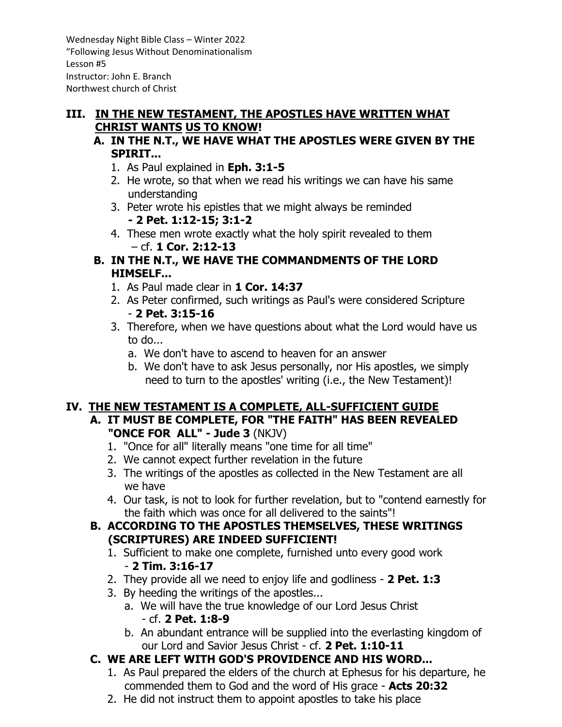Wednesday Night Bible Class – Winter 2022
"Following Jesus Without Denominationalism
Lesson #5
Instructor: John E. Branch
Northwest church of Christ

## III. IN THE NEW TESTAMENT, THE APOSTLES HAVE WRITTEN WHAT CHRIST WANTS US TO KNOW!

### A. IN THE N.T., WE HAVE WHAT THE APOSTLES WERE GIVEN BY THE SPIRIT...

1. As Paul explained in **Eph. 3:1-5**
2. He wrote, so that when we read his writings we can have his same understanding
3. Peter wrote his epistles that we might always be reminded **- 2 Pet. 1:12-15; 3:1-2**
4. These men wrote exactly what the holy spirit revealed to them – cf. **1 Cor. 2:12-13**

### B. IN THE N.T., WE HAVE THE COMMANDMENTS OF THE LORD HIMSELF...

1. As Paul made clear in **1 Cor. 14:37**
2. As Peter confirmed, such writings as Paul's were considered Scripture - **2 Pet. 3:15-16**
3. Therefore, when we have questions about what the Lord would have us to do...
   a. We don't have to ascend to heaven for an answer
   b. We don't have to ask Jesus personally, nor His apostles, we simply need to turn to the apostles' writing (i.e., the New Testament)!

## IV. THE NEW TESTAMENT IS A COMPLETE, ALL-SUFFICIENT GUIDE

### A. IT MUST BE COMPLETE, FOR "THE FAITH" HAS BEEN REVEALED "ONCE FOR ALL" - Jude 3 (NKJV)

1. "Once for all" literally means "one time for all time"
2. We cannot expect further revelation in the future
3. The writings of the apostles as collected in the New Testament are all we have
4. Our task, is not to look for further revelation, but to "contend earnestly for the faith which was once for all delivered to the saints"!

### B. ACCORDING TO THE APOSTLES THEMSELVES, THESE WRITINGS (SCRIPTURES) ARE INDEED SUFFICIENT!

1. Sufficient to make one complete, furnished unto every good work - **2 Tim. 3:16-17**
2. They provide all we need to enjoy life and godliness - **2 Pet. 1:3**
3. By heeding the writings of the apostles...
   a. We will have the true knowledge of our Lord Jesus Christ - cf. **2 Pet. 1:8-9**
   b. An abundant entrance will be supplied into the everlasting kingdom of our Lord and Savior Jesus Christ - cf. **2 Pet. 1:10-11**

### C. WE ARE LEFT WITH GOD'S PROVIDENCE AND HIS WORD...

1. As Paul prepared the elders of the church at Ephesus for his departure, he commended them to God and the word of His grace - **Acts 20:32**
2. He did not instruct them to appoint apostles to take his place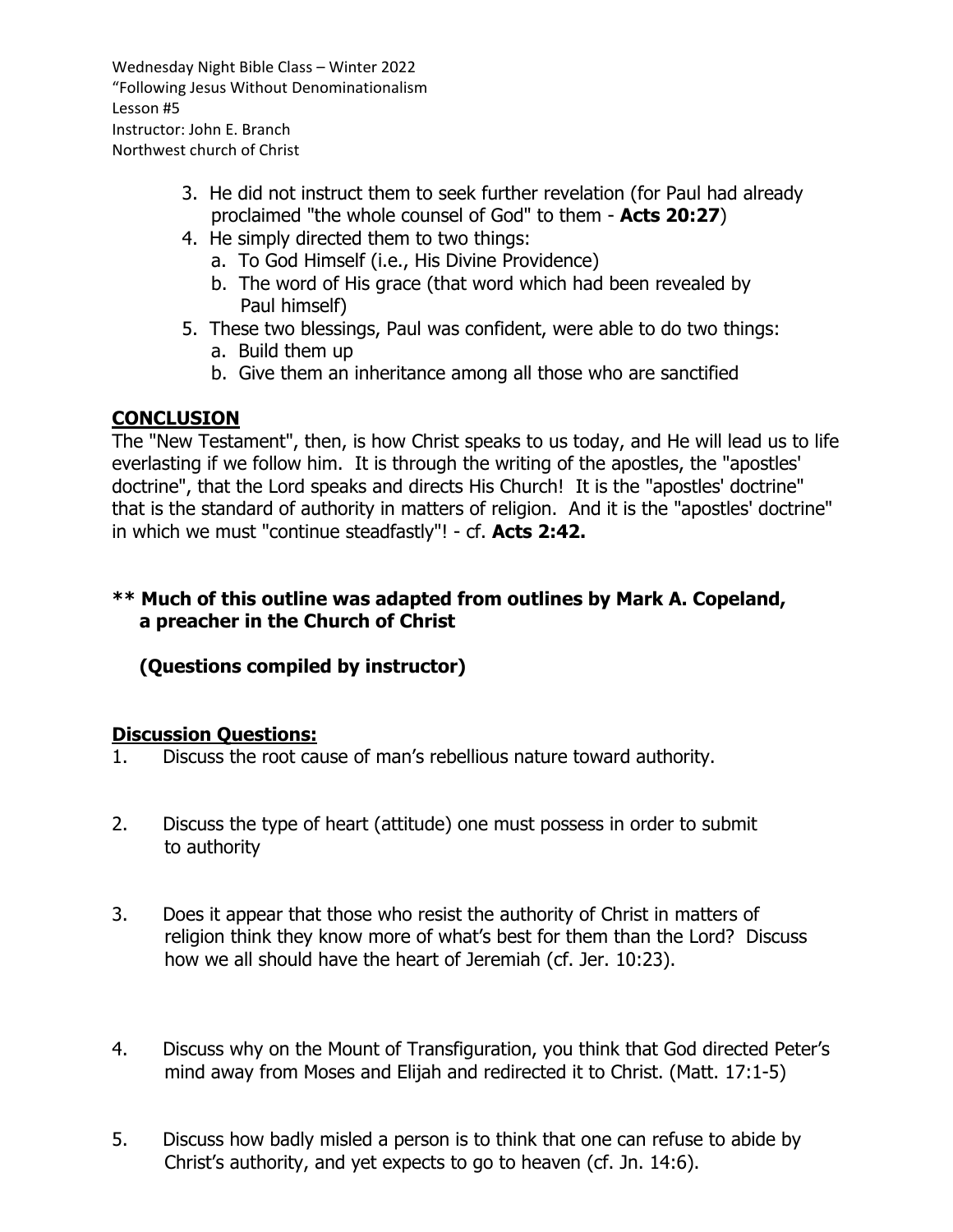3. He did not instruct them to seek further revelation (for Paul had already proclaimed "the whole counsel of God" to them - **Acts 20:27**)
4. He simply directed them to two things:
   a. To God Himself (i.e., His Divine Providence)
   b. The word of His grace (that word which had been revealed by Paul himself)
5. These two blessings, Paul was confident, were able to do two things:
   a. Build them up
   b. Give them an inheritance among all those who are sanctified

## CONCLUSION

The "New Testament", then, is how Christ speaks to us today, and He will lead us to life everlasting if we follow him. It is through the writing of the apostles, the "apostles' doctrine", that the Lord speaks and directs His Church! It is the "apostles' doctrine" that is the standard of authority in matters of religion. And it is the "apostles' doctrine" in which we must "continue steadfastly"! - cf. **Acts 2:42.**

**** Much of this outline was adapted from outlines by Mark A. Copeland, a preacher in the Church of Christ**

**(Questions compiled by instructor)**

## Discussion Questions:

1. Discuss the root cause of man's rebellious nature toward authority.

2. Discuss the type of heart (attitude) one must possess in order to submit to authority

3. Does it appear that those who resist the authority of Christ in matters of religion think they know more of what's best for them than the Lord? Discuss how we all should have the heart of Jeremiah (cf. Jer. 10:23).

4. Discuss why on the Mount of Transfiguration, you think that God directed Peter's mind away from Moses and Elijah and redirected it to Christ. (Matt. 17:1-5)

5. Discuss how badly misled a person is to think that one can refuse to abide by Christ's authority, and yet expects to go to heaven (cf. Jn. 14:6).